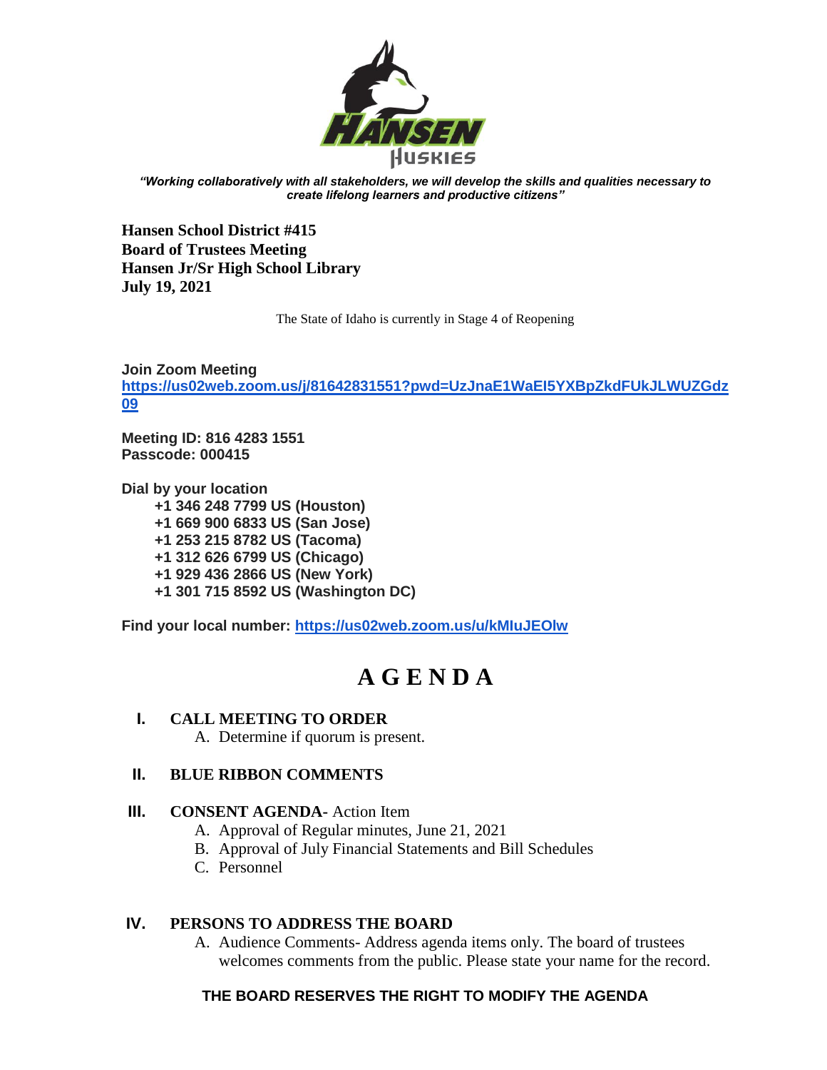*"Working collaboratively with all stakeholders, we will develop the skills and qualities necessary to create lifelong learners and productive citizens"*

**Hansen School District #415**
**Board of Trustees Meeting**
**Hansen Jr/Sr High School Library**
**July 19, 2021**

The State of Idaho is currently in Stage 4 of Reopening

**Join Zoom Meeting**
**https://us02web.zoom.us/j/81642831551?pwd=UzJnaE1WaEI5YXBpZkdFUkJLWUZGdz09**

**Meeting ID: 816 4283 1551**
**Passcode: 000415**

**Dial by your location**
**+1 346 248 7799 US (Houston)**
**+1 669 900 6833 US (San Jose)**
**+1 253 215 8782 US (Tacoma)**
**+1 312 626 6799 US (Chicago)**
**+1 929 436 2866 US (New York)**
**+1 301 715 8592 US (Washington DC)**

**Find your local number: https://us02web.zoom.us/u/kMIuJEOlw**

# A G E N D A

**I. CALL MEETING TO ORDER**
   A. Determine if quorum is present.

**II. BLUE RIBBON COMMENTS**

**III. CONSENT AGENDA-** Action Item
   A. Approval of Regular minutes, June 21, 2021
   B. Approval of July Financial Statements and Bill Schedules
   C. Personnel

**IV. PERSONS TO ADDRESS THE BOARD**
   A. Audience Comments- Address agenda items only. The board of trustees welcomes comments from the public. Please state your name for the record.

**THE BOARD RESERVES THE RIGHT TO MODIFY THE AGENDA**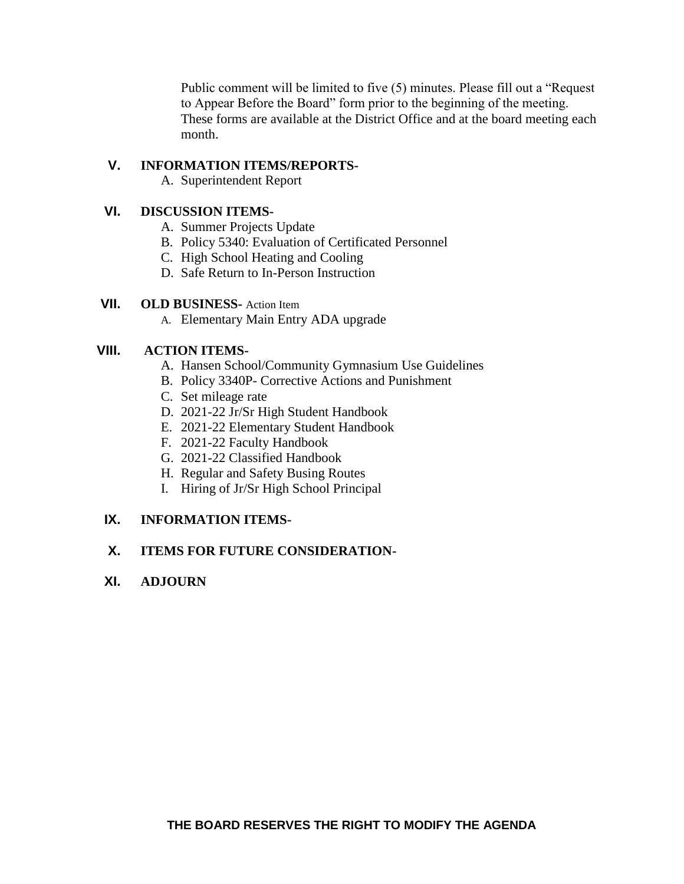Public comment will be limited to five (5) minutes. Please fill out a "Request to Appear Before the Board" form prior to the beginning of the meeting. These forms are available at the District Office and at the board meeting each month.

**V. INFORMATION ITEMS/REPORTS-**

A. Superintendent Report

**VI. DISCUSSION ITEMS-**

A. Summer Projects Update
B. Policy 5340: Evaluation of Certificated Personnel
C. High School Heating and Cooling
D. Safe Return to In-Person Instruction

**VII. OLD BUSINESS-** Action Item

A. Elementary Main Entry ADA upgrade

**VIII. ACTION ITEMS-**

A. Hansen School/Community Gymnasium Use Guidelines
B. Policy 3340P- Corrective Actions and Punishment
C. Set mileage rate
D. 2021-22 Jr/Sr High Student Handbook
E. 2021-22 Elementary Student Handbook
F. 2021-22 Faculty Handbook
G. 2021-22 Classified Handbook
H. Regular and Safety Busing Routes
I. Hiring of Jr/Sr High School Principal

**IX. INFORMATION ITEMS-**

**X. ITEMS FOR FUTURE CONSIDERATION-**

**XI. ADJOURN**

**THE BOARD RESERVES THE RIGHT TO MODIFY THE AGENDA**